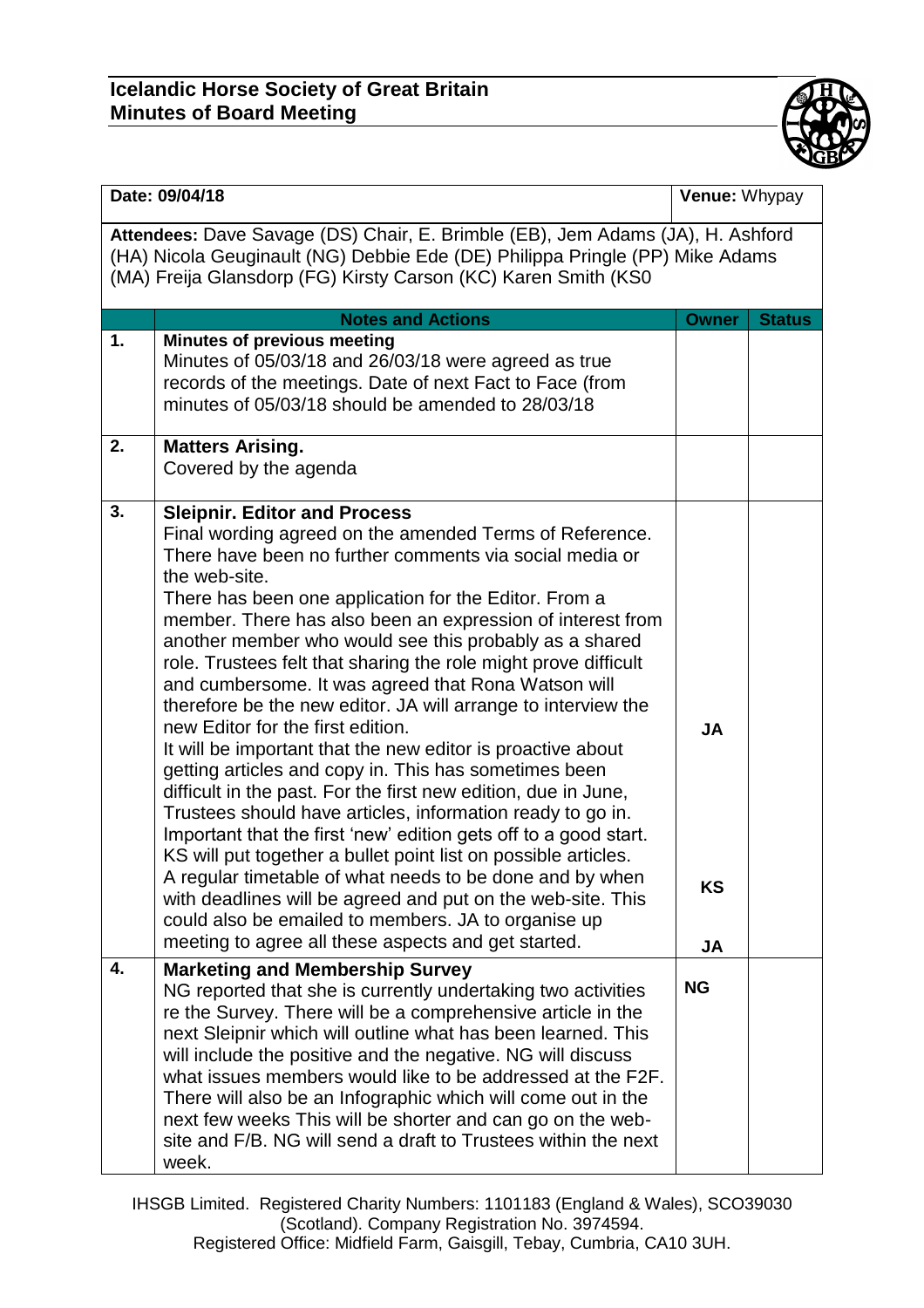## Icelandic Horse Society of Great Britain
## Minutes of Board Meeting

| **Date: 09/04/18** | **Venue:** Whypay |
|---|---|

**Attendees:** Dave Savage (DS) Chair, E. Brimble (EB), Jem Adams (JA), H. Ashford (HA) Nicola Geuginault (NG) Debbie Ede (DE) Philippa Pringle (PP) Mike Adams (MA) Freija Glansdorp (FG) Kirsty Carson (KC) Karen Smith (KS0

| | **Notes and Actions** | **Owner** | **Status** |
|---|---|---|---|
| **1.** | **Minutes of previous meeting**<br>Minutes of 05/03/18 and 26/03/18 were agreed as true records of the meetings. Date of next Fact to Face (from minutes of 05/03/18 should be amended to 28/03/18 | | |
| **2.** | **Matters Arising.**<br>Covered by the agenda | | |
| **3.** | **Sleipnir. Editor and Process**<br>Final wording agreed on the amended Terms of Reference. There have been no further comments via social media or the web-site.<br>There has been one application for the Editor. From a member. There has also been an expression of interest from another member who would see this probably as a shared role. Trustees felt that sharing the role might prove difficult and cumbersome. It was agreed that Rona Watson will therefore be the new editor. JA will arrange to interview the new Editor for the first edition.<br>It will be important that the new editor is proactive about getting articles and copy in. This has sometimes been difficult in the past. For the first new edition, due in June, Trustees should have articles, information ready to go in. Important that the first 'new' edition gets off to a good start. KS will put together a bullet point list on possible articles.<br>A regular timetable of what needs to be done and by when with deadlines will be agreed and put on the web-site. This could also be emailed to members. JA to organise up meeting to agree all these aspects and get started. | **JA**<br><br>**KS**<br><br>**JA** | |
| **4.** | **Marketing and Membership Survey**<br>NG reported that she is currently undertaking two activities re the Survey. There will be a comprehensive article in the next Sleipnir which will outline what has been learned. This will include the positive and the negative. NG will discuss what issues members would like to be addressed at the F2F. There will also be an Infographic which will come out in the next few weeks This will be shorter and can go on the web-site and F/B. NG will send a draft to Trustees within the next week. | **NG** | |

IHSGB Limited. Registered Charity Numbers: 1101183 (England & Wales), SCO39030 (Scotland). Company Registration No. 3974594.
Registered Office: Midfield Farm, Gaisgill, Tebay, Cumbria, CA10 3UH.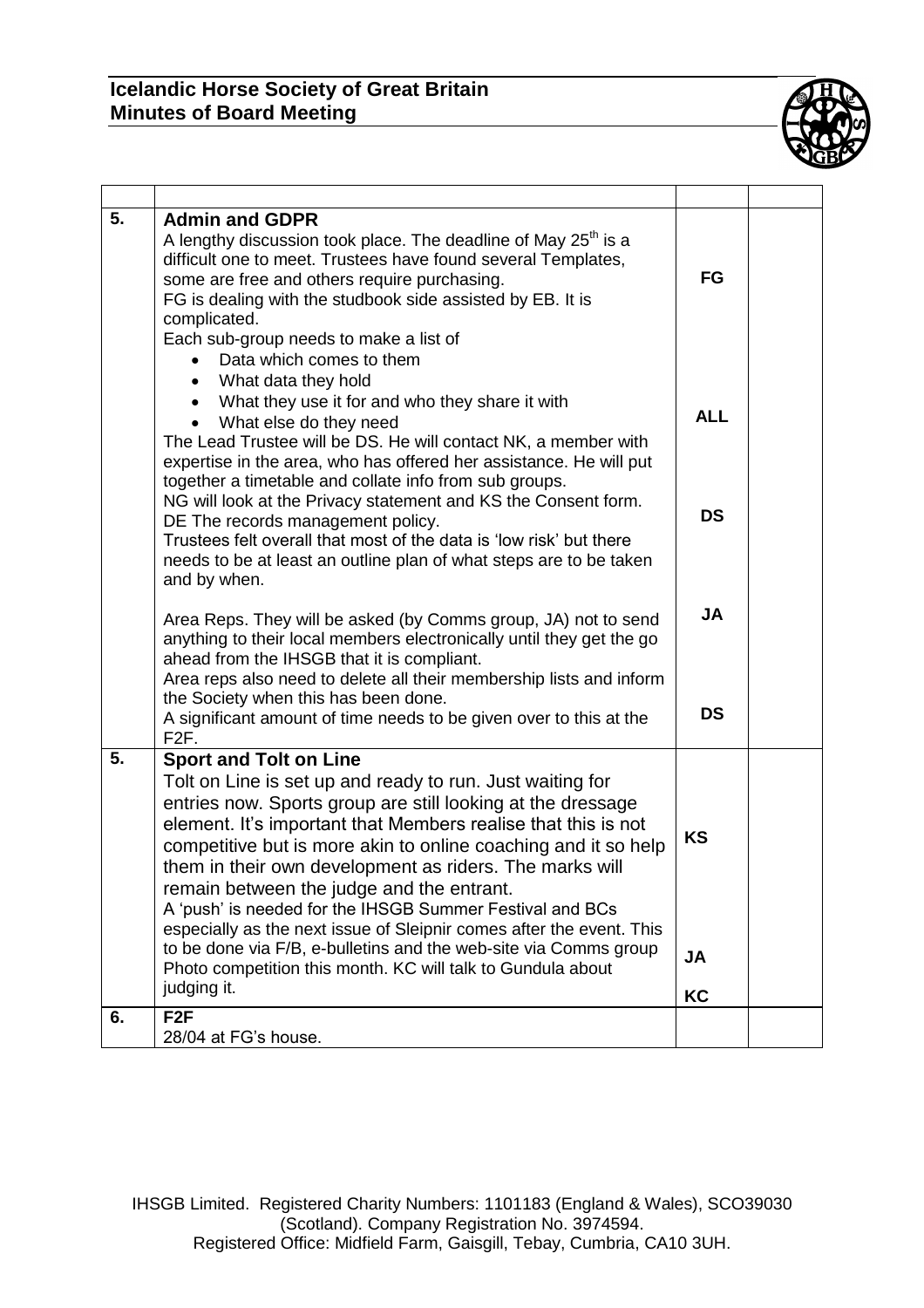**Icelandic Horse Society of Great Britain**
**Minutes of Board Meeting**

| | | | |
|---|---|---|---|
| 5. | **Admin and GDPR**<br>A lengthy discussion took place. The deadline of May 25th is a difficult one to meet. Trustees have found several Templates, some are free and others require purchasing.<br>FG is dealing with the studbook side assisted by EB. It is complicated.<br>Each sub-group needs to make a list of<br>• Data which comes to them<br>• What data they hold<br>• What they use it for and who they share it with<br>• What else do they need<br>The Lead Trustee will be DS. He will contact NK, a member with expertise in the area, who has offered her assistance. He will put together a timetable and collate info from sub groups.<br>NG will look at the Privacy statement and KS the Consent form.<br>DE The records management policy.<br>Trustees felt overall that most of the data is 'low risk' but there needs to be at least an outline plan of what steps are to be taken and by when.<br><br>Area Reps. They will be asked (by Comms group, JA) not to send anything to their local members electronically until they get the go ahead from the IHSGB that it is compliant.<br>Area reps also need to delete all their membership lists and inform the Society when this has been done.<br>A significant amount of time needs to be given over to this at the F2F. | **FG**<br><br>**ALL**<br><br>**DS**<br><br>**JA**<br><br>**DS** | |
| 5. | **Sport and Tolt on Line**<br>Tolt on Line is set up and ready to run. Just waiting for entries now. Sports group are still looking at the dressage element. It's important that Members realise that this is not competitive but is more akin to online coaching and it so help them in their own development as riders. The marks will remain between the judge and the entrant.<br>A 'push' is needed for the IHSGB Summer Festival and BCs especially as the next issue of Sleipnir comes after the event. This to be done via F/B, e-bulletins and the web-site via Comms group<br>Photo competition this month. KC will talk to Gundula about judging it. | **KS**<br><br>**JA**<br><br>**KC** | |
| 6. | **F2F**<br>28/04 at FG's house. | | |

IHSGB Limited. Registered Charity Numbers: 1101183 (England & Wales), SCO39030 (Scotland). Company Registration No. 3974594.
Registered Office: Midfield Farm, Gaisgill, Tebay, Cumbria, CA10 3UH.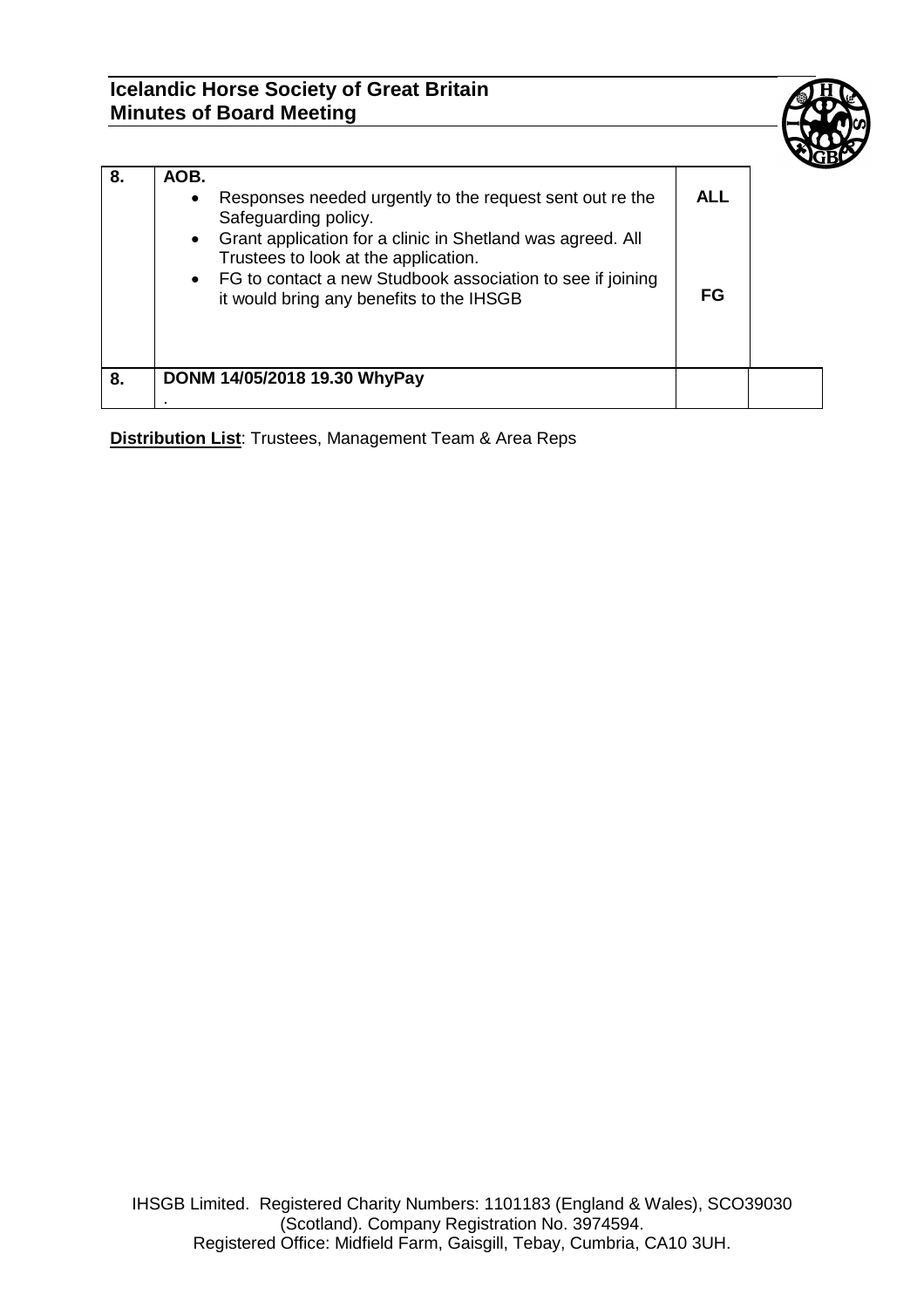| | | | |
|---|---|---|---|
| 8. | **AOB.**<br>• Responses needed urgently to the request sent out re the Safeguarding policy.<br>• Grant application for a clinic in Shetland was agreed. All Trustees to look at the application.<br>• FG to contact a new Studbook association to see if joining it would bring any benefits to the IHSGB | **ALL**<br><br>**FG** | |
| 8. | **DONM 14/05/2018 19.30 WhyPay**<br>. | | |

**Distribution List**: Trustees, Management Team & Area Reps

IHSGB Limited. Registered Charity Numbers: 1101183 (England & Wales), SCO39030 (Scotland). Company Registration No. 3974594.
Registered Office: Midfield Farm, Gaisgill, Tebay, Cumbria, CA10 3UH.